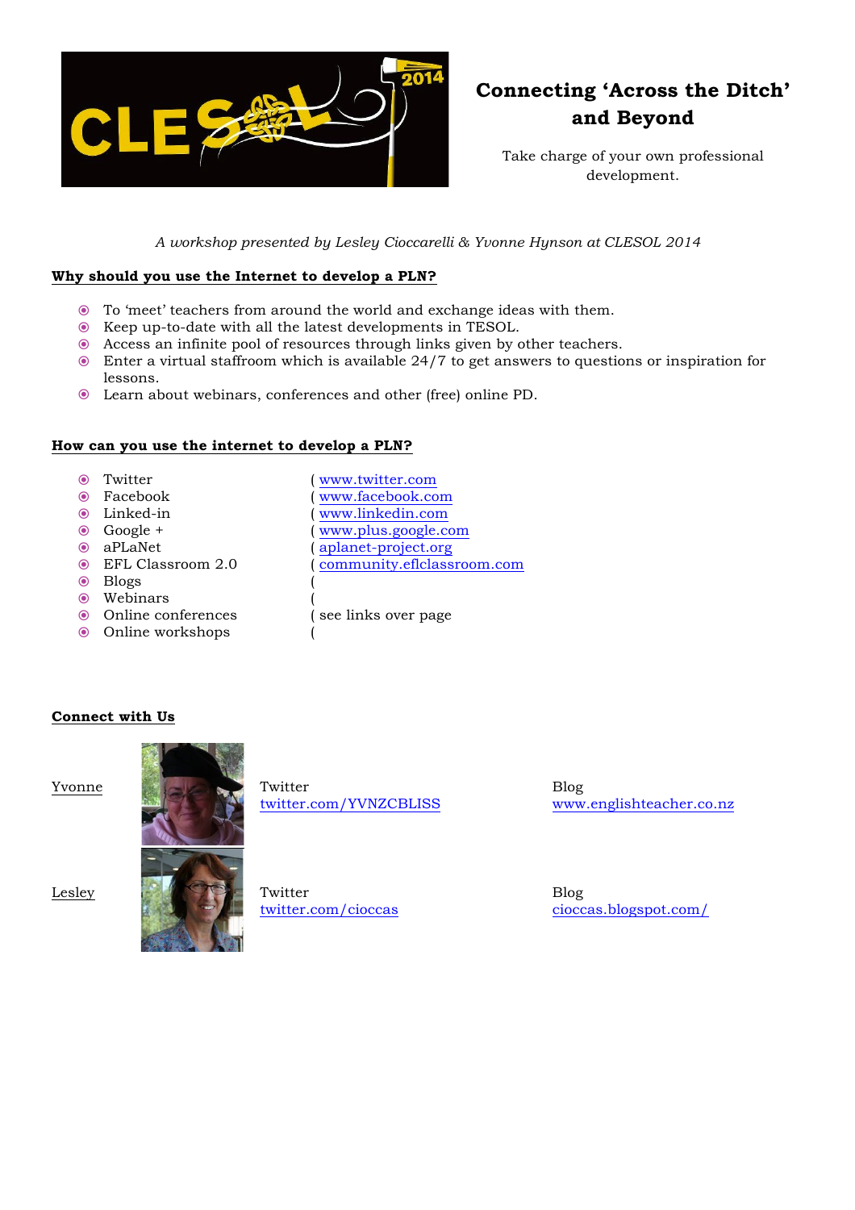# Connecting 'Across the Ditch' and Beyond

Take charge of your own professional development.

*A workshop presented by Lesley Cioccarelli & Yvonne Hynson at CLESOL 2014*

## Why should you use the Internet to develop a PLN?

- To 'meet' teachers from around the world and exchange ideas with them.
- Keep up-to-date with all the latest developments in TESOL.
- Access an infinite pool of resources through links given by other teachers.
- Enter a virtual staffroom which is available 24/7 to get answers to questions or inspiration for lessons.
- Learn about webinars, conferences and other (free) online PD.

## How can you use the internet to develop a PLN?

- Twitter ( www.twitter.com
- Facebook ( www.facebook.com
- Linked-in ( www.linkedin.com
- Google + ( www.plus.google.com
- aPLaNet ( aplanet-project.org
- EFL Classroom 2.0 ( community.eflclassroom.com
- Blogs (
- Webinars (
- Online conferences ( see links over page
- Online workshops (

## Connect with Us

| | Twitter | Blog |
|---|---|---|
| Yvonne | twitter.com/YVNZCBLISS | www.englishteacher.co.nz |
| Lesley | twitter.com/cioccas | cioccas.blogspot.com/ |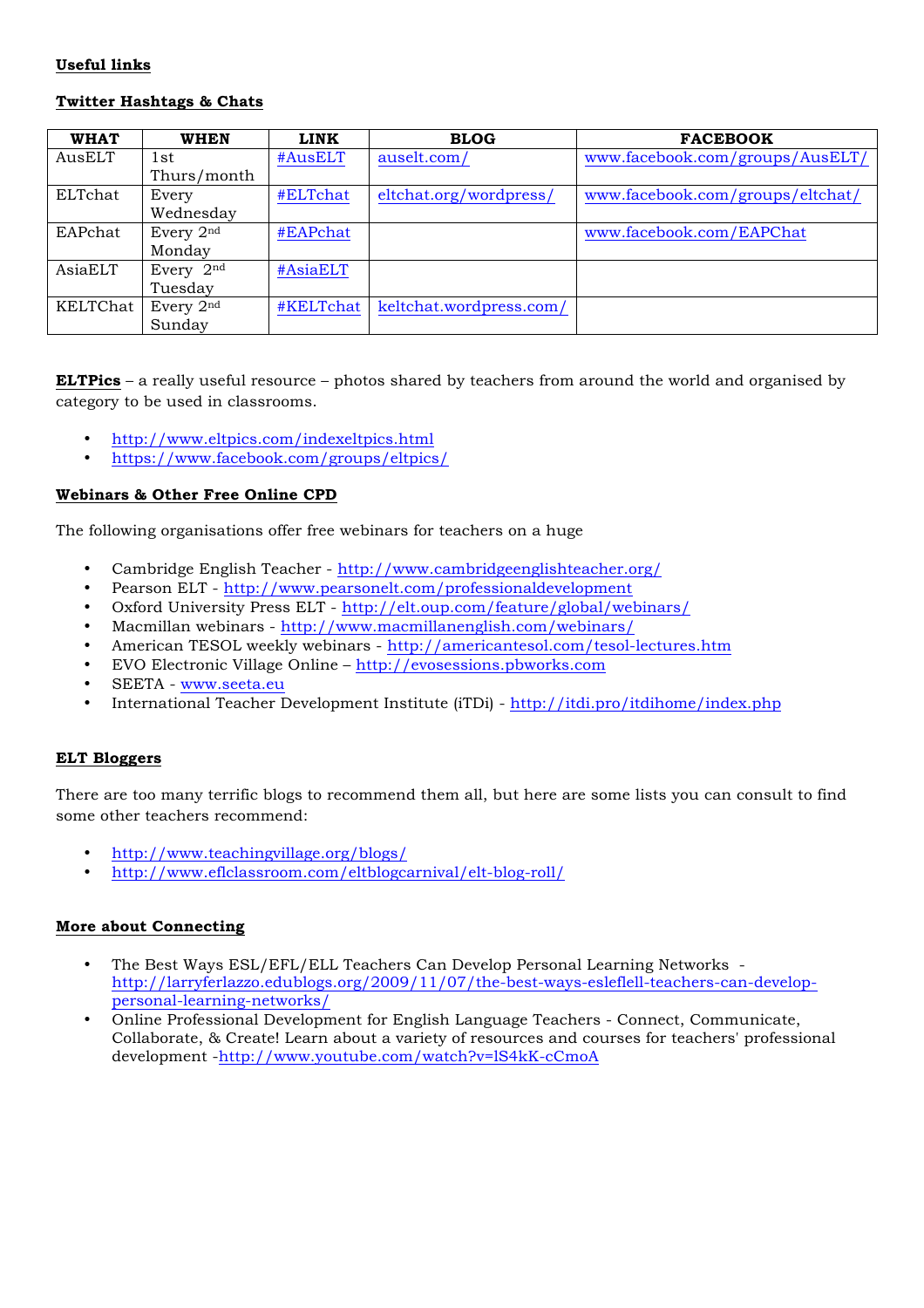**Useful links**

**Twitter Hashtags & Chats**

| WHAT | WHEN | LINK | BLOG | FACEBOOK |
|---|---|---|---|---|
| AusELT | 1st Thurs/month | #AusELT | auselt.com/ | www.facebook.com/groups/AusELT/ |
| ELTchat | Every Wednesday | #ELTchat | eltchat.org/wordpress/ | www.facebook.com/groups/eltchat/ |
| EAPchat | Every 2nd Monday | #EAPchat | | www.facebook.com/EAPChat |
| AsiaELT | Every 2nd Tuesday | #AsiaELT | | |
| KELTChat | Every 2nd Sunday | #KELTchat | keltchat.wordpress.com/ | |

**ELTPics** – a really useful resource – photos shared by teachers from around the world and organised by category to be used in classrooms.

- http://www.eltpics.com/indexeltpics.html
- https://www.facebook.com/groups/eltpics/

**Webinars & Other Free Online CPD**

The following organisations offer free webinars for teachers on a huge

- Cambridge English Teacher - http://www.cambridgeenglishteacher.org/
- Pearson ELT - http://www.pearsonelt.com/professionaldevelopment
- Oxford University Press ELT - http://elt.oup.com/feature/global/webinars/
- Macmillan webinars - http://www.macmillanenglish.com/webinars/
- American TESOL weekly webinars - http://americantesol.com/tesol-lectures.htm
- EVO Electronic Village Online – http://evosessions.pbworks.com
- SEETA - www.seeta.eu
- International Teacher Development Institute (iTDi) - http://itdi.pro/itdihome/index.php

**ELT Bloggers**

There are too many terrific blogs to recommend them all, but here are some lists you can consult to find some other teachers recommend:

- http://www.teachingvillage.org/blogs/
- http://www.eflclassroom.com/eltblogcarnival/elt-blog-roll/

**More about Connecting**

- The Best Ways ESL/EFL/ELL Teachers Can Develop Personal Learning Networks - http://larryferlazzo.edublogs.org/2009/11/07/the-best-ways-esleflell-teachers-can-develop-personal-learning-networks/
- Online Professional Development for English Language Teachers - Connect, Communicate, Collaborate, & Create! Learn about a variety of resources and courses for teachers' professional development -http://www.youtube.com/watch?v=lS4kK-cCmoA